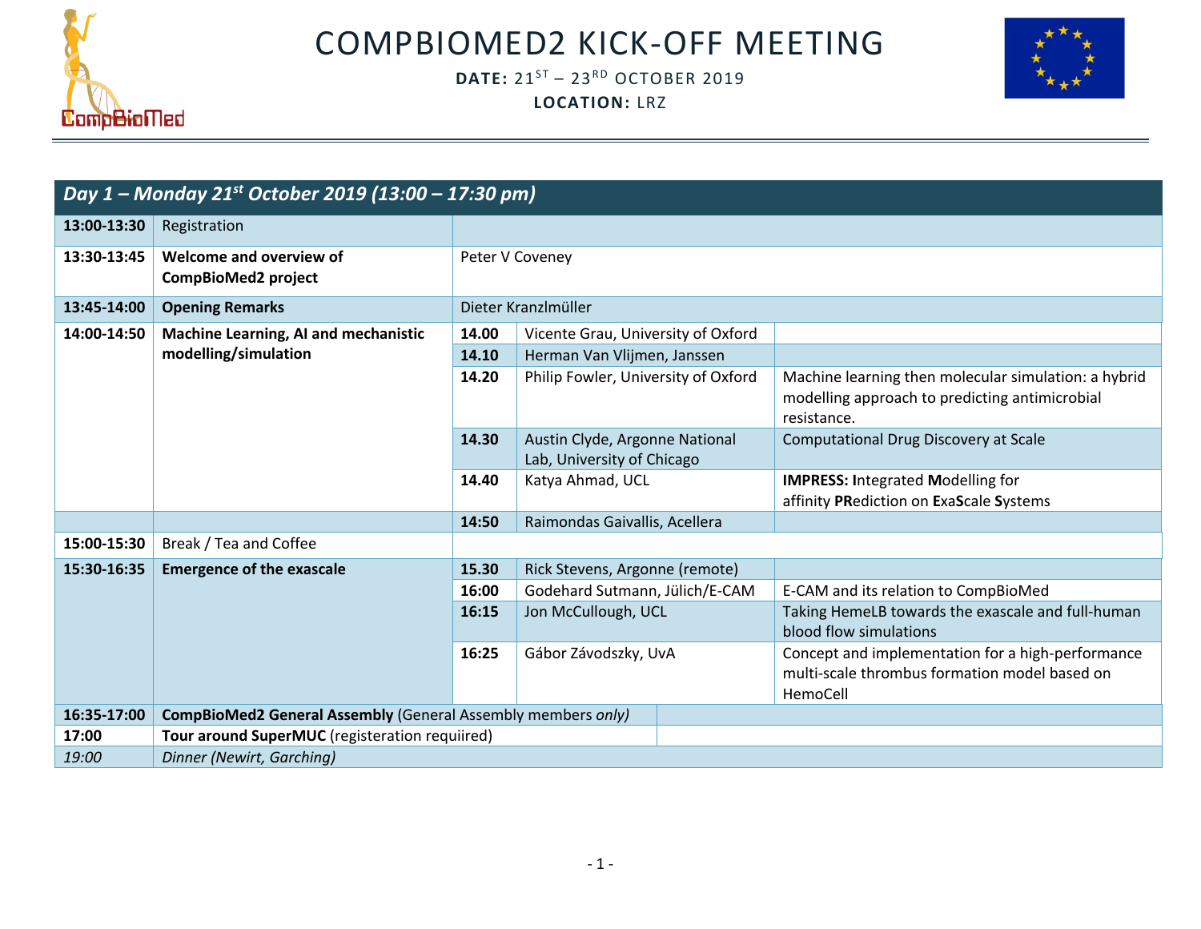# COMPBIOMED2 KICK-OFF MEETING

**DATE:** 21[ST] – 23[RD] OCTOBER 2019

**LOCATION:** LRZ

| *Day 1 – Monday 21st October 2019 (13:00 – 17:30 pm)* | | | | |
|---|---|---|---|---|
| **13:00-13:30** | Registration | | | |
| **13:30-13:45** | **Welcome and overview of CompBioMed2 project** | Peter V Coveney | | |
| **13:45-14:00** | **Opening Remarks** | Dieter Kranzlmüller | | |
| **14:00-14:50** | **Machine Learning, AI and mechanistic modelling/simulation** | **14.00** | Vicente Grau, University of Oxford | |
| | | **14.10** | Herman Van Vlijmen, Janssen | |
| | | **14.20** | Philip Fowler, University of Oxford | Machine learning then molecular simulation: a hybrid modelling approach to predicting antimicrobial resistance. |
| | | **14.30** | Austin Clyde, Argonne National Lab, University of Chicago | Computational Drug Discovery at Scale |
| | | **14.40** | Katya Ahmad, UCL | **IMPRESS: I**ntegrated **M**odelling for affinity **PR**ediction on **E**xa**S**cale **S**ystems |
| | | **14:50** | Raimondas Gaivallis, Acellera | |
| **15:00-15:30** | Break / Tea and Coffee | | | |
| **15:30-16:35** | **Emergence of the exascale** | **15.30** | Rick Stevens, Argonne (remote) | |
| | | **16:00** | Godehard Sutmann, Jülich/E-CAM | E-CAM and its relation to CompBioMed |
| | | **16:15** | Jon McCullough, UCL | Taking HemeLB towards the exascale and full-human blood flow simulations |
| | | **16:25** | Gábor Závodszky, UvA | Concept and implementation for a high-performance multi-scale thrombus formation model based on HemoCell |
| **16:35-17:00** | **CompBioMed2 General Assembly** (General Assembly members *only)* | | | |
| **17:00** | **Tour around SuperMUC** (registeration requiired) | | | |
| *19:00* | *Dinner (Newirt, Garching)* | | | |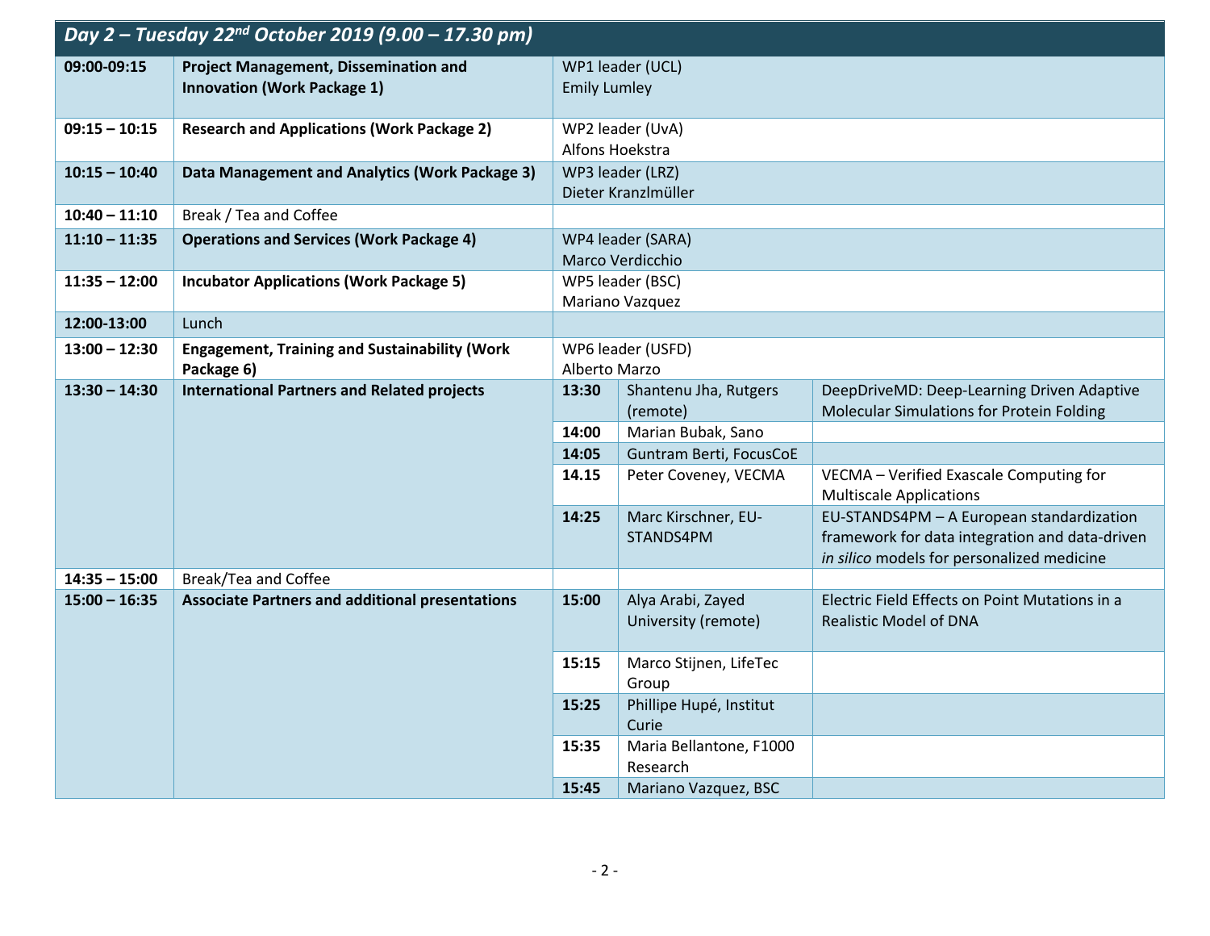## Day 2 – Tuesday 22nd October 2019 (9.00 – 17.30 pm)

| Time | Session | | | |
|---|---|---|---|---|
| **09:00-09:15** | **Project Management, Dissemination and Innovation (Work Package 1)** | WP1 leader (UCL)<br>Emily Lumley | | |
| **09:15 – 10:15** | **Research and Applications (Work Package 2)** | WP2 leader (UvA)<br>Alfons Hoekstra | | |
| **10:15 – 10:40** | **Data Management and Analytics (Work Package 3)** | WP3 leader (LRZ)<br>Dieter Kranzlmüller | | |
| **10:40 – 11:10** | Break / Tea and Coffee | | | |
| **11:10 – 11:35** | **Operations and Services (Work Package 4)** | WP4 leader (SARA)<br>Marco Verdicchio | | |
| **11:35 – 12:00** | **Incubator Applications (Work Package 5)** | WP5 leader (BSC)<br>Mariano Vazquez | | |
| **12:00-13:00** | Lunch | | | |
| **13:00 – 12:30** | **Engagement, Training and Sustainability (Work Package 6)** | WP6 leader (USFD)<br>Alberto Marzo | | |
| **13:30 – 14:30** | **International Partners and Related projects** | **13:30** | Shantenu Jha, Rutgers (remote) | DeepDriveMD: Deep-Learning Driven Adaptive Molecular Simulations for Protein Folding |
| | | **14:00** | Marian Bubak, Sano | |
| | | **14:05** | Guntram Berti, FocusCoE | |
| | | **14.15** | Peter Coveney, VECMA | VECMA – Verified Exascale Computing for Multiscale Applications |
| | | **14:25** | Marc Kirschner, EU-STANDS4PM | EU-STANDS4PM – A European standardization framework for data integration and data-driven *in silico* models for personalized medicine |
| **14:35 – 15:00** | Break/Tea and Coffee | | | |
| **15:00 – 16:35** | **Associate Partners and additional presentations** | **15:00** | Alya Arabi, Zayed University (remote) | Electric Field Effects on Point Mutations in a Realistic Model of DNA |
| | | **15:15** | Marco Stijnen, LifeTec Group | |
| | | **15:25** | Phillipe Hupé, Institut Curie | |
| | | **15:35** | Maria Bellantone, F1000 Research | |
| | | **15:45** | Mariano Vazquez, BSC | |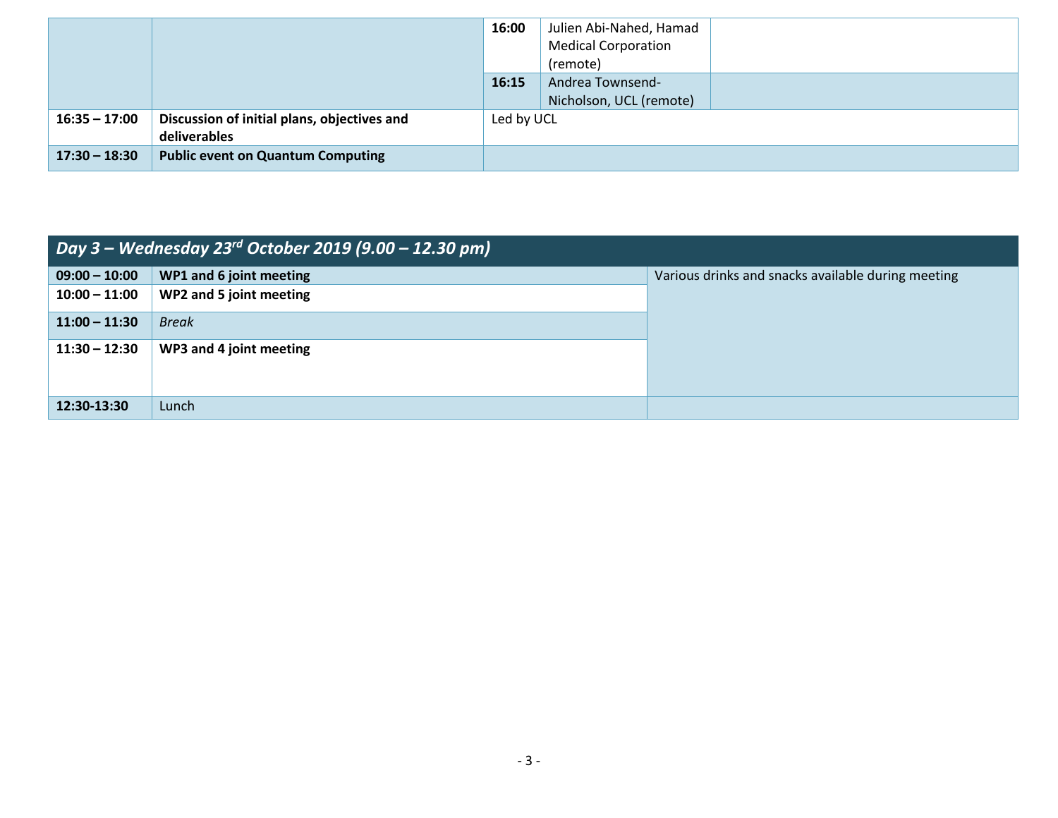| | | | | |
|---|---|---|---|---|
| | | **16:00** | Julien Abi-Nahed, Hamad Medical Corporation (remote) | |
| | | **16:15** | Andrea Townsend-Nicholson, UCL (remote) | |
| **16:35 – 17:00** | **Discussion of initial plans, objectives and deliverables** | Led by UCL | | |
| **17:30 – 18:30** | **Public event on Quantum Computing** | | | |

## *Day 3 – Wednesday 23rd October 2019 (9.00 – 12.30 pm)*

| | | |
|---|---|---|
| **09:00 – 10:00** | **WP1 and 6 joint meeting** | Various drinks and snacks available during meeting |
| **10:00 – 11:00** | **WP2 and 5 joint meeting** | |
| **11:00 – 11:30** | *Break* | |
| **11:30 – 12:30** | **WP3 and 4 joint meeting** | |
| **12:30-13:30** | Lunch | |